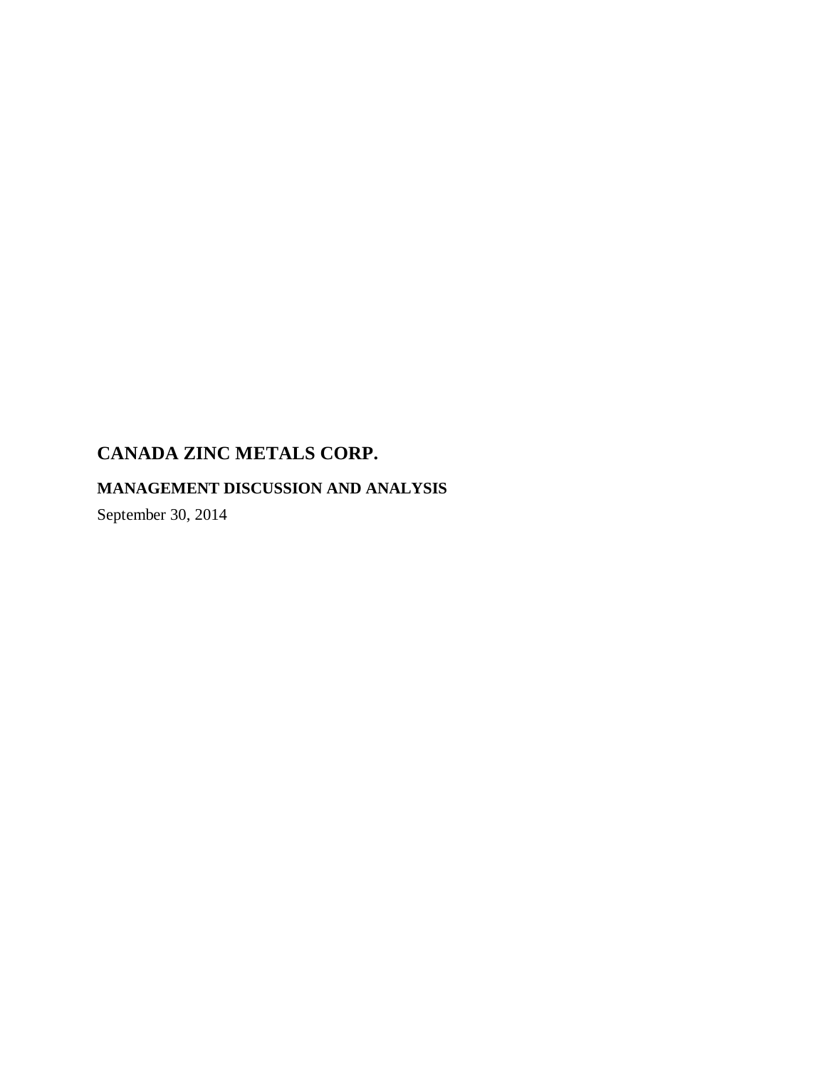# CANADA ZINC METALS CORP.

## MANAGEMENT DISCUSSION AND ANALYSIS

September 30, 2014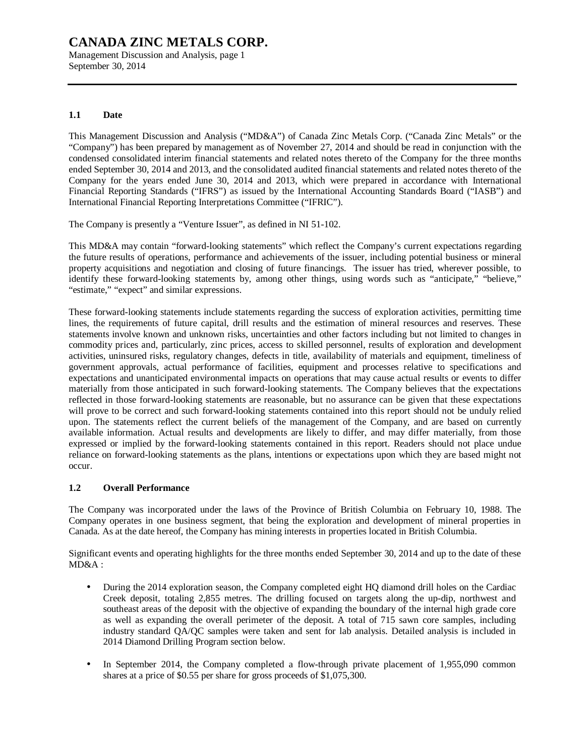# CANADA ZINC METALS CORP.

Management Discussion and Analysis, page 1
September 30, 2014

## 1.1 Date

This Management Discussion and Analysis ("MD&A") of Canada Zinc Metals Corp. ("Canada Zinc Metals" or the "Company") has been prepared by management as of November 27, 2014 and should be read in conjunction with the condensed consolidated interim financial statements and related notes thereto of the Company for the three months ended September 30, 2014 and 2013, and the consolidated audited financial statements and related notes thereto of the Company for the years ended June 30, 2014 and 2013, which were prepared in accordance with International Financial Reporting Standards ("IFRS") as issued by the International Accounting Standards Board ("IASB") and International Financial Reporting Interpretations Committee ("IFRIC").

The Company is presently a "Venture Issuer", as defined in NI 51-102.

This MD&A may contain "forward-looking statements" which reflect the Company's current expectations regarding the future results of operations, performance and achievements of the issuer, including potential business or mineral property acquisitions and negotiation and closing of future financings. The issuer has tried, wherever possible, to identify these forward-looking statements by, among other things, using words such as "anticipate," "believe," "estimate," "expect" and similar expressions.

These forward-looking statements include statements regarding the success of exploration activities, permitting time lines, the requirements of future capital, drill results and the estimation of mineral resources and reserves. These statements involve known and unknown risks, uncertainties and other factors including but not limited to changes in commodity prices and, particularly, zinc prices, access to skilled personnel, results of exploration and development activities, uninsured risks, regulatory changes, defects in title, availability of materials and equipment, timeliness of government approvals, actual performance of facilities, equipment and processes relative to specifications and expectations and unanticipated environmental impacts on operations that may cause actual results or events to differ materially from those anticipated in such forward-looking statements. The Company believes that the expectations reflected in those forward-looking statements are reasonable, but no assurance can be given that these expectations will prove to be correct and such forward-looking statements contained into this report should not be unduly relied upon. The statements reflect the current beliefs of the management of the Company, and are based on currently available information. Actual results and developments are likely to differ, and may differ materially, from those expressed or implied by the forward-looking statements contained in this report. Readers should not place undue reliance on forward-looking statements as the plans, intentions or expectations upon which they are based might not occur.

## 1.2 Overall Performance

The Company was incorporated under the laws of the Province of British Columbia on February 10, 1988. The Company operates in one business segment, that being the exploration and development of mineral properties in Canada. As at the date hereof, the Company has mining interests in properties located in British Columbia.

Significant events and operating highlights for the three months ended September 30, 2014 and up to the date of these MD&A :

- During the 2014 exploration season, the Company completed eight HQ diamond drill holes on the Cardiac Creek deposit, totaling 2,855 metres. The drilling focused on targets along the up-dip, northwest and southeast areas of the deposit with the objective of expanding the boundary of the internal high grade core as well as expanding the overall perimeter of the deposit. A total of 715 sawn core samples, including industry standard QA/QC samples were taken and sent for lab analysis. Detailed analysis is included in 2014 Diamond Drilling Program section below.
- In September 2014, the Company completed a flow-through private placement of 1,955,090 common shares at a price of $0.55 per share for gross proceeds of $1,075,300.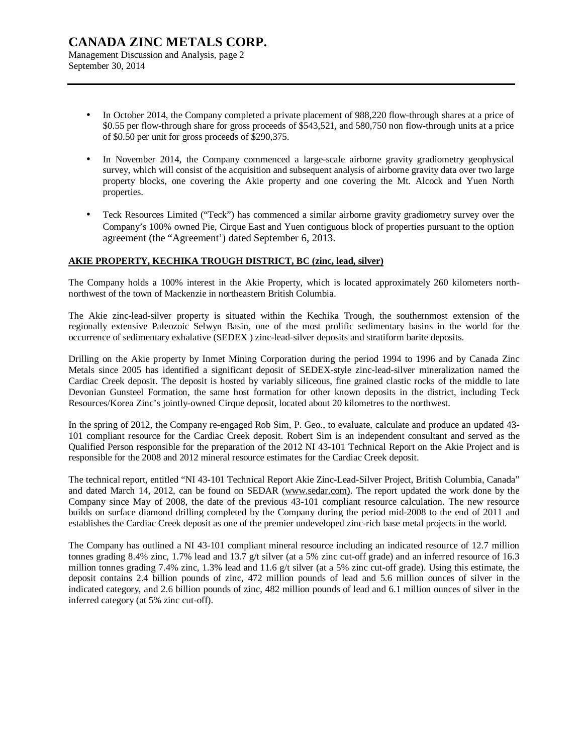- In October 2014, the Company completed a private placement of 988,220 flow-through shares at a price of $0.55 per flow-through share for gross proceeds of $543,521, and 580,750 non flow-through units at a price of $0.50 per unit for gross proceeds of $290,375.

- In November 2014, the Company commenced a large-scale airborne gravity gradiometry geophysical survey, which will consist of the acquisition and subsequent analysis of airborne gravity data over two large property blocks, one covering the Akie property and one covering the Mt. Alcock and Yuen North properties.

- Teck Resources Limited ("Teck") has commenced a similar airborne gravity gradiometry survey over the Company's 100% owned Pie, Cirque East and Yuen contiguous block of properties pursuant to the option agreement (the "Agreement') dated September 6, 2013.

## AKIE PROPERTY, KECHIKA TROUGH DISTRICT, BC (zinc, lead, silver)

The Company holds a 100% interest in the Akie Property, which is located approximately 260 kilometers north-northwest of the town of Mackenzie in northeastern British Columbia.

The Akie zinc-lead-silver property is situated within the Kechika Trough, the southernmost extension of the regionally extensive Paleozoic Selwyn Basin, one of the most prolific sedimentary basins in the world for the occurrence of sedimentary exhalative (SEDEX ) zinc-lead-silver deposits and stratiform barite deposits.

Drilling on the Akie property by Inmet Mining Corporation during the period 1994 to 1996 and by Canada Zinc Metals since 2005 has identified a significant deposit of SEDEX-style zinc-lead-silver mineralization named the Cardiac Creek deposit. The deposit is hosted by variably siliceous, fine grained clastic rocks of the middle to late Devonian Gunsteel Formation, the same host formation for other known deposits in the district, including Teck Resources/Korea Zinc's jointly-owned Cirque deposit, located about 20 kilometres to the northwest.

In the spring of 2012, the Company re-engaged Rob Sim, P. Geo., to evaluate, calculate and produce an updated 43-101 compliant resource for the Cardiac Creek deposit. Robert Sim is an independent consultant and served as the Qualified Person responsible for the preparation of the 2012 NI 43-101 Technical Report on the Akie Project and is responsible for the 2008 and 2012 mineral resource estimates for the Cardiac Creek deposit.

The technical report, entitled "NI 43-101 Technical Report Akie Zinc-Lead-Silver Project, British Columbia, Canada" and dated March 14, 2012, can be found on SEDAR (www.sedar.com). The report updated the work done by the Company since May of 2008, the date of the previous 43-101 compliant resource calculation. The new resource builds on surface diamond drilling completed by the Company during the period mid-2008 to the end of 2011 and establishes the Cardiac Creek deposit as one of the premier undeveloped zinc-rich base metal projects in the world.

The Company has outlined a NI 43-101 compliant mineral resource including an indicated resource of 12.7 million tonnes grading 8.4% zinc, 1.7% lead and 13.7 g/t silver (at a 5% zinc cut-off grade) and an inferred resource of 16.3 million tonnes grading 7.4% zinc, 1.3% lead and 11.6 g/t silver (at a 5% zinc cut-off grade). Using this estimate, the deposit contains 2.4 billion pounds of zinc, 472 million pounds of lead and 5.6 million ounces of silver in the indicated category, and 2.6 billion pounds of zinc, 482 million pounds of lead and 6.1 million ounces of silver in the inferred category (at 5% zinc cut-off).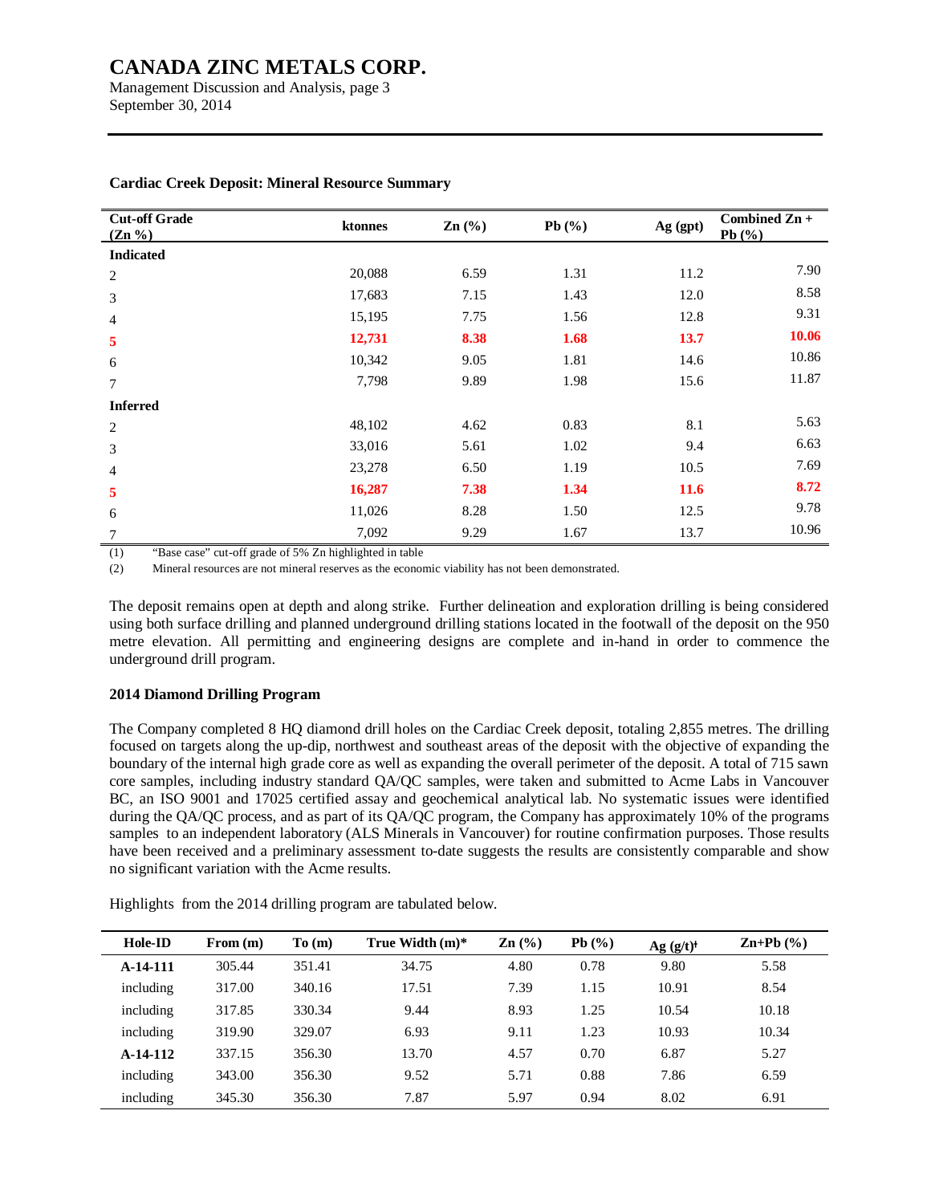**Cardiac Creek Deposit: Mineral Resource Summary**

| Cut-off Grade (Zn %) | ktonnes | Zn (%) | Pb (%) | Ag (gpt) | Combined Zn + Pb (%) |
|---|---|---|---|---|---|
| **Indicated** | | | | | |
| 2 | 20,088 | 6.59 | 1.31 | 11.2 | 7.90 |
| 3 | 17,683 | 7.15 | 1.43 | 12.0 | 8.58 |
| 4 | 15,195 | 7.75 | 1.56 | 12.8 | 9.31 |
| **5** | **12,731** | **8.38** | **1.68** | **13.7** | **10.06** |
| 6 | 10,342 | 9.05 | 1.81 | 14.6 | 10.86 |
| 7 | 7,798 | 9.89 | 1.98 | 15.6 | 11.87 |
| **Inferred** | | | | | |
| 2 | 48,102 | 4.62 | 0.83 | 8.1 | 5.63 |
| 3 | 33,016 | 5.61 | 1.02 | 9.4 | 6.63 |
| 4 | 23,278 | 6.50 | 1.19 | 10.5 | 7.69 |
| **5** | **16,287** | **7.38** | **1.34** | **11.6** | **8.72** |
| 6 | 11,026 | 8.28 | 1.50 | 12.5 | 9.78 |
| 7 | 7,092 | 9.29 | 1.67 | 13.7 | 10.96 |

(1) "Base case" cut-off grade of 5% Zn highlighted in table

(2) Mineral resources are not mineral reserves as the economic viability has not been demonstrated.

The deposit remains open at depth and along strike. Further delineation and exploration drilling is being considered using both surface drilling and planned underground drilling stations located in the footwall of the deposit on the 950 metre elevation. All permitting and engineering designs are complete and in-hand in order to commence the underground drill program.

**2014 Diamond Drilling Program**

The Company completed 8 HQ diamond drill holes on the Cardiac Creek deposit, totaling 2,855 metres. The drilling focused on targets along the up-dip, northwest and southeast areas of the deposit with the objective of expanding the boundary of the internal high grade core as well as expanding the overall perimeter of the deposit. A total of 715 sawn core samples, including industry standard QA/QC samples, were taken and submitted to Acme Labs in Vancouver BC, an ISO 9001 and 17025 certified assay and geochemical analytical lab. No systematic issues were identified during the QA/QC process, and as part of its QA/QC program, the Company has approximately 10% of the programs samples to an independent laboratory (ALS Minerals in Vancouver) for routine confirmation purposes. Those results have been received and a preliminary assessment to-date suggests the results are consistently comparable and show no significant variation with the Acme results.

Highlights from the 2014 drilling program are tabulated below.

| Hole-ID | From (m) | To (m) | True Width (m)* | Zn (%) | Pb (%) | Ag (g/t)ᵗ | Zn+Pb (%) |
|---|---|---|---|---|---|---|---|
| **A-14-111** | 305.44 | 351.41 | 34.75 | 4.80 | 0.78 | 9.80 | 5.58 |
| including | 317.00 | 340.16 | 17.51 | 7.39 | 1.15 | 10.91 | 8.54 |
| including | 317.85 | 330.34 | 9.44 | 8.93 | 1.25 | 10.54 | 10.18 |
| including | 319.90 | 329.07 | 6.93 | 9.11 | 1.23 | 10.93 | 10.34 |
| **A-14-112** | 337.15 | 356.30 | 13.70 | 4.57 | 0.70 | 6.87 | 5.27 |
| including | 343.00 | 356.30 | 9.52 | 5.71 | 0.88 | 7.86 | 6.59 |
| including | 345.30 | 356.30 | 7.87 | 5.97 | 0.94 | 8.02 | 6.91 |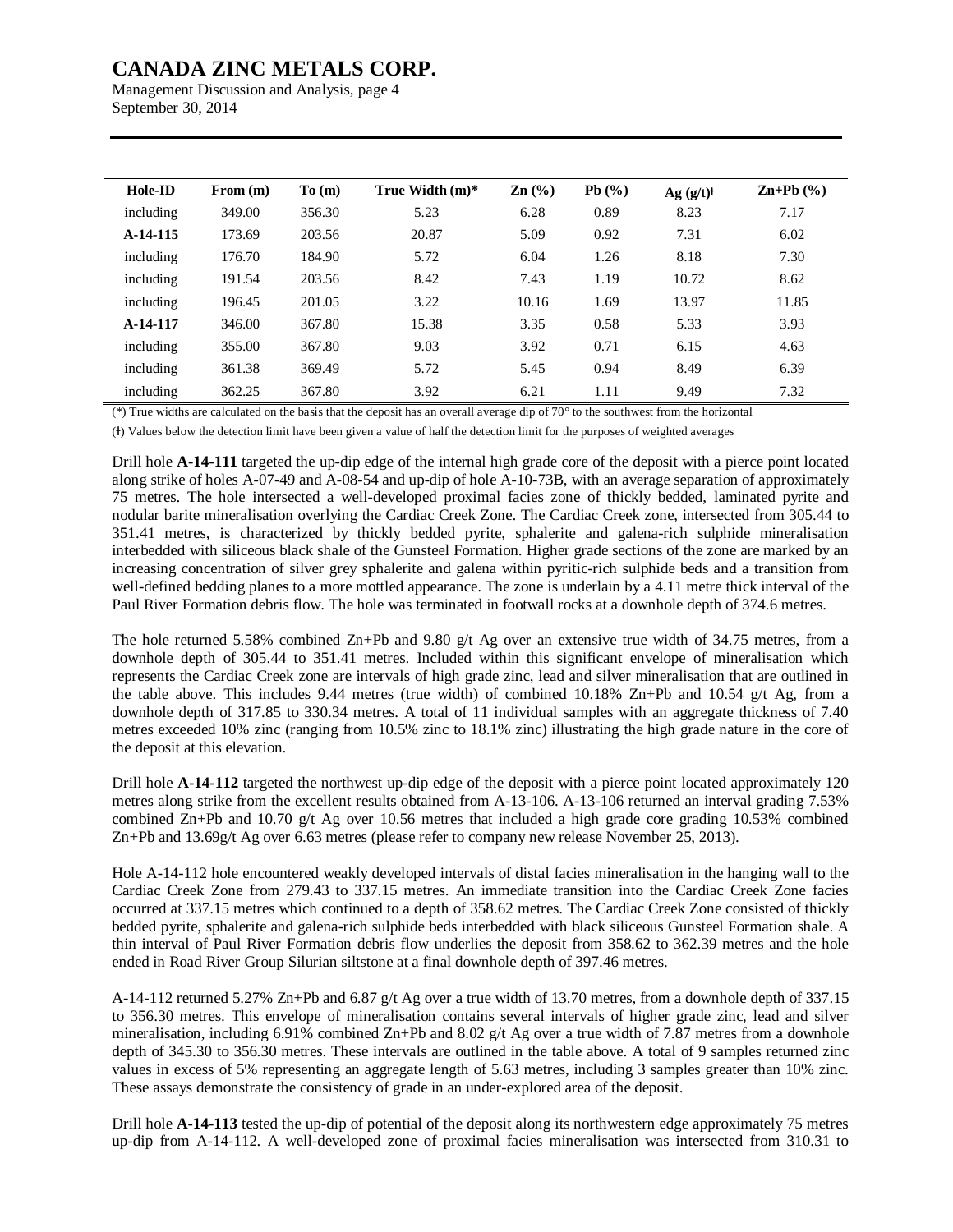| Hole-ID | From (m) | To (m) | True Width (m)* | Zn (%) | Pb (%) | Ag (g/t)ǂ | Zn+Pb (%) |
|---|---|---|---|---|---|---|---|
| including | 349.00 | 356.30 | 5.23 | 6.28 | 0.89 | 8.23 | 7.17 |
| **A-14-115** | 173.69 | 203.56 | 20.87 | 5.09 | 0.92 | 7.31 | 6.02 |
| including | 176.70 | 184.90 | 5.72 | 6.04 | 1.26 | 8.18 | 7.30 |
| including | 191.54 | 203.56 | 8.42 | 7.43 | 1.19 | 10.72 | 8.62 |
| including | 196.45 | 201.05 | 3.22 | 10.16 | 1.69 | 13.97 | 11.85 |
| **A-14-117** | 346.00 | 367.80 | 15.38 | 3.35 | 0.58 | 5.33 | 3.93 |
| including | 355.00 | 367.80 | 9.03 | 3.92 | 0.71 | 6.15 | 4.63 |
| including | 361.38 | 369.49 | 5.72 | 5.45 | 0.94 | 8.49 | 6.39 |
| including | 362.25 | 367.80 | 3.92 | 6.21 | 1.11 | 9.49 | 7.32 |

(*) True widths are calculated on the basis that the deposit has an overall average dip of 70° to the southwest from the horizontal

(ǂ) Values below the detection limit have been given a value of half the detection limit for the purposes of weighted averages

Drill hole **A-14-111** targeted the up-dip edge of the internal high grade core of the deposit with a pierce point located along strike of holes A-07-49 and A-08-54 and up-dip of hole A-10-73B, with an average separation of approximately 75 metres. The hole intersected a well-developed proximal facies zone of thickly bedded, laminated pyrite and nodular barite mineralisation overlying the Cardiac Creek Zone. The Cardiac Creek zone, intersected from 305.44 to 351.41 metres, is characterized by thickly bedded pyrite, sphalerite and galena-rich sulphide mineralisation interbedded with siliceous black shale of the Gunsteel Formation. Higher grade sections of the zone are marked by an increasing concentration of silver grey sphalerite and galena within pyritic-rich sulphide beds and a transition from well-defined bedding planes to a more mottled appearance. The zone is underlain by a 4.11 metre thick interval of the Paul River Formation debris flow. The hole was terminated in footwall rocks at a downhole depth of 374.6 metres.

The hole returned 5.58% combined Zn+Pb and 9.80 g/t Ag over an extensive true width of 34.75 metres, from a downhole depth of 305.44 to 351.41 metres. Included within this significant envelope of mineralisation which represents the Cardiac Creek zone are intervals of high grade zinc, lead and silver mineralisation that are outlined in the table above. This includes 9.44 metres (true width) of combined 10.18% Zn+Pb and 10.54 g/t Ag, from a downhole depth of 317.85 to 330.34 metres. A total of 11 individual samples with an aggregate thickness of 7.40 metres exceeded 10% zinc (ranging from 10.5% zinc to 18.1% zinc) illustrating the high grade nature in the core of the deposit at this elevation.

Drill hole **A-14-112** targeted the northwest up-dip edge of the deposit with a pierce point located approximately 120 metres along strike from the excellent results obtained from A-13-106. A-13-106 returned an interval grading 7.53% combined Zn+Pb and 10.70 g/t Ag over 10.56 metres that included a high grade core grading 10.53% combined Zn+Pb and 13.69g/t Ag over 6.63 metres (please refer to company new release November 25, 2013).

Hole A-14-112 hole encountered weakly developed intervals of distal facies mineralisation in the hanging wall to the Cardiac Creek Zone from 279.43 to 337.15 metres. An immediate transition into the Cardiac Creek Zone facies occurred at 337.15 metres which continued to a depth of 358.62 metres. The Cardiac Creek Zone consisted of thickly bedded pyrite, sphalerite and galena-rich sulphide beds interbedded with black siliceous Gunsteel Formation shale. A thin interval of Paul River Formation debris flow underlies the deposit from 358.62 to 362.39 metres and the hole ended in Road River Group Silurian siltstone at a final downhole depth of 397.46 metres.

A-14-112 returned 5.27% Zn+Pb and 6.87 g/t Ag over a true width of 13.70 metres, from a downhole depth of 337.15 to 356.30 metres. This envelope of mineralisation contains several intervals of higher grade zinc, lead and silver mineralisation, including 6.91% combined Zn+Pb and 8.02 g/t Ag over a true width of 7.87 metres from a downhole depth of 345.30 to 356.30 metres. These intervals are outlined in the table above. A total of 9 samples returned zinc values in excess of 5% representing an aggregate length of 5.63 metres, including 3 samples greater than 10% zinc. These assays demonstrate the consistency of grade in an under-explored area of the deposit.

Drill hole **A-14-113** tested the up-dip of potential of the deposit along its northwestern edge approximately 75 metres up-dip from A-14-112. A well-developed zone of proximal facies mineralisation was intersected from 310.31 to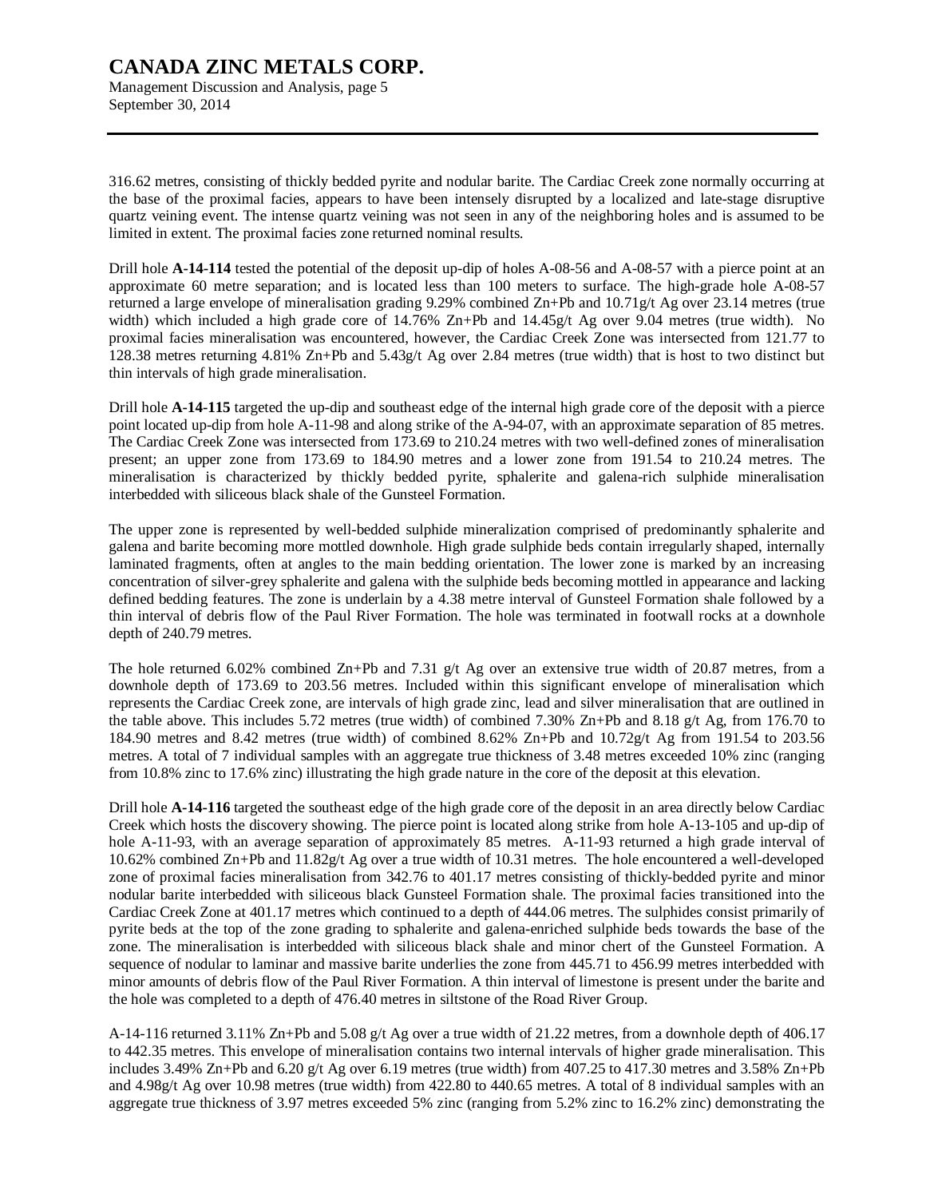316.62 metres, consisting of thickly bedded pyrite and nodular barite. The Cardiac Creek zone normally occurring at the base of the proximal facies, appears to have been intensely disrupted by a localized and late-stage disruptive quartz veining event. The intense quartz veining was not seen in any of the neighboring holes and is assumed to be limited in extent. The proximal facies zone returned nominal results.

Drill hole **A-14-114** tested the potential of the deposit up-dip of holes A-08-56 and A-08-57 with a pierce point at an approximate 60 metre separation; and is located less than 100 meters to surface. The high-grade hole A-08-57 returned a large envelope of mineralisation grading 9.29% combined Zn+Pb and 10.71g/t Ag over 23.14 metres (true width) which included a high grade core of 14.76% Zn+Pb and 14.45g/t Ag over 9.04 metres (true width). No proximal facies mineralisation was encountered, however, the Cardiac Creek Zone was intersected from 121.77 to 128.38 metres returning 4.81% Zn+Pb and 5.43g/t Ag over 2.84 metres (true width) that is host to two distinct but thin intervals of high grade mineralisation.

Drill hole **A-14-115** targeted the up-dip and southeast edge of the internal high grade core of the deposit with a pierce point located up-dip from hole A-11-98 and along strike of the A-94-07, with an approximate separation of 85 metres. The Cardiac Creek Zone was intersected from 173.69 to 210.24 metres with two well-defined zones of mineralisation present; an upper zone from 173.69 to 184.90 metres and a lower zone from 191.54 to 210.24 metres. The mineralisation is characterized by thickly bedded pyrite, sphalerite and galena-rich sulphide mineralisation interbedded with siliceous black shale of the Gunsteel Formation.

The upper zone is represented by well-bedded sulphide mineralization comprised of predominantly sphalerite and galena and barite becoming more mottled downhole. High grade sulphide beds contain irregularly shaped, internally laminated fragments, often at angles to the main bedding orientation. The lower zone is marked by an increasing concentration of silver-grey sphalerite and galena with the sulphide beds becoming mottled in appearance and lacking defined bedding features. The zone is underlain by a 4.38 metre interval of Gunsteel Formation shale followed by a thin interval of debris flow of the Paul River Formation. The hole was terminated in footwall rocks at a downhole depth of 240.79 metres.

The hole returned 6.02% combined Zn+Pb and 7.31 g/t Ag over an extensive true width of 20.87 metres, from a downhole depth of 173.69 to 203.56 metres. Included within this significant envelope of mineralisation which represents the Cardiac Creek zone, are intervals of high grade zinc, lead and silver mineralisation that are outlined in the table above. This includes 5.72 metres (true width) of combined 7.30% Zn+Pb and 8.18 g/t Ag, from 176.70 to 184.90 metres and 8.42 metres (true width) of combined 8.62% Zn+Pb and 10.72g/t Ag from 191.54 to 203.56 metres. A total of 7 individual samples with an aggregate true thickness of 3.48 metres exceeded 10% zinc (ranging from 10.8% zinc to 17.6% zinc) illustrating the high grade nature in the core of the deposit at this elevation.

Drill hole **A-14-116** targeted the southeast edge of the high grade core of the deposit in an area directly below Cardiac Creek which hosts the discovery showing. The pierce point is located along strike from hole A-13-105 and up-dip of hole A-11-93, with an average separation of approximately 85 metres. A-11-93 returned a high grade interval of 10.62% combined Zn+Pb and 11.82g/t Ag over a true width of 10.31 metres. The hole encountered a well-developed zone of proximal facies mineralisation from 342.76 to 401.17 metres consisting of thickly-bedded pyrite and minor nodular barite interbedded with siliceous black Gunsteel Formation shale. The proximal facies transitioned into the Cardiac Creek Zone at 401.17 metres which continued to a depth of 444.06 metres. The sulphides consist primarily of pyrite beds at the top of the zone grading to sphalerite and galena-enriched sulphide beds towards the base of the zone. The mineralisation is interbedded with siliceous black shale and minor chert of the Gunsteel Formation. A sequence of nodular to laminar and massive barite underlies the zone from 445.71 to 456.99 metres interbedded with minor amounts of debris flow of the Paul River Formation. A thin interval of limestone is present under the barite and the hole was completed to a depth of 476.40 metres in siltstone of the Road River Group.

A-14-116 returned 3.11% Zn+Pb and 5.08 g/t Ag over a true width of 21.22 metres, from a downhole depth of 406.17 to 442.35 metres. This envelope of mineralisation contains two internal intervals of higher grade mineralisation. This includes 3.49% Zn+Pb and 6.20 g/t Ag over 6.19 metres (true width) from 407.25 to 417.30 metres and 3.58% Zn+Pb and 4.98g/t Ag over 10.98 metres (true width) from 422.80 to 440.65 metres. A total of 8 individual samples with an aggregate true thickness of 3.97 metres exceeded 5% zinc (ranging from 5.2% zinc to 16.2% zinc) demonstrating the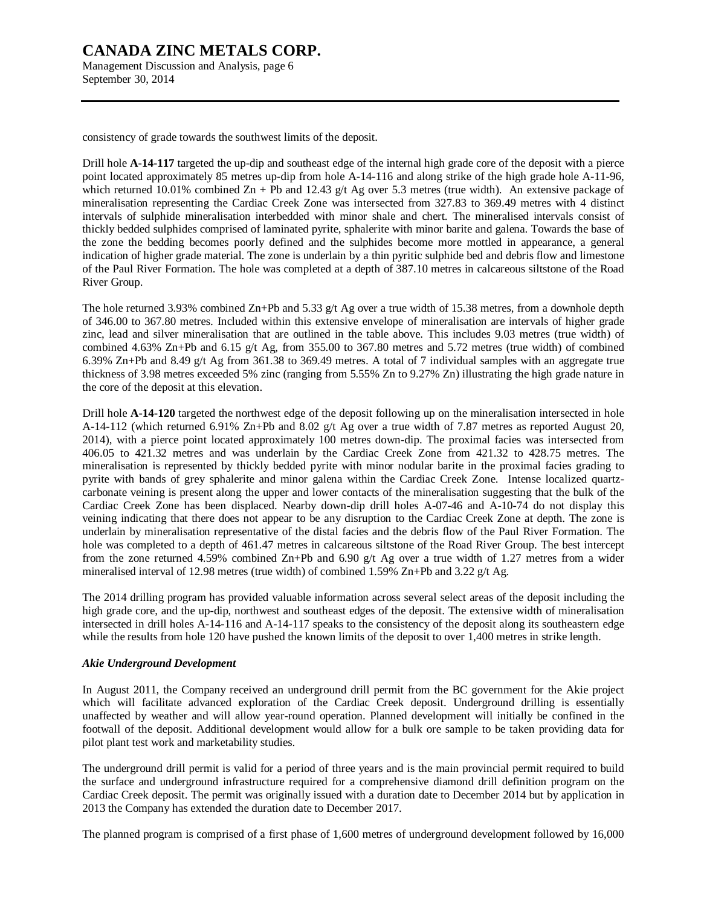consistency of grade towards the southwest limits of the deposit.

Drill hole **A-14-117** targeted the up-dip and southeast edge of the internal high grade core of the deposit with a pierce point located approximately 85 metres up-dip from hole A-14-116 and along strike of the high grade hole A-11-96, which returned 10.01% combined Zn + Pb and 12.43 g/t Ag over 5.3 metres (true width). An extensive package of mineralisation representing the Cardiac Creek Zone was intersected from 327.83 to 369.49 metres with 4 distinct intervals of sulphide mineralisation interbedded with minor shale and chert. The mineralised intervals consist of thickly bedded sulphides comprised of laminated pyrite, sphalerite with minor barite and galena. Towards the base of the zone the bedding becomes poorly defined and the sulphides become more mottled in appearance, a general indication of higher grade material. The zone is underlain by a thin pyritic sulphide bed and debris flow and limestone of the Paul River Formation. The hole was completed at a depth of 387.10 metres in calcareous siltstone of the Road River Group.

The hole returned 3.93% combined Zn+Pb and 5.33 g/t Ag over a true width of 15.38 metres, from a downhole depth of 346.00 to 367.80 metres. Included within this extensive envelope of mineralisation are intervals of higher grade zinc, lead and silver mineralisation that are outlined in the table above. This includes 9.03 metres (true width) of combined 4.63% Zn+Pb and 6.15 g/t Ag, from 355.00 to 367.80 metres and 5.72 metres (true width) of combined 6.39% Zn+Pb and 8.49 g/t Ag from 361.38 to 369.49 metres. A total of 7 individual samples with an aggregate true thickness of 3.98 metres exceeded 5% zinc (ranging from 5.55% Zn to 9.27% Zn) illustrating the high grade nature in the core of the deposit at this elevation.

Drill hole **A-14-120** targeted the northwest edge of the deposit following up on the mineralisation intersected in hole A-14-112 (which returned 6.91% Zn+Pb and 8.02 g/t Ag over a true width of 7.87 metres as reported August 20, 2014), with a pierce point located approximately 100 metres down-dip. The proximal facies was intersected from 406.05 to 421.32 metres and was underlain by the Cardiac Creek Zone from 421.32 to 428.75 metres. The mineralisation is represented by thickly bedded pyrite with minor nodular barite in the proximal facies grading to pyrite with bands of grey sphalerite and minor galena within the Cardiac Creek Zone. Intense localized quartz-carbonate veining is present along the upper and lower contacts of the mineralisation suggesting that the bulk of the Cardiac Creek Zone has been displaced. Nearby down-dip drill holes A-07-46 and A-10-74 do not display this veining indicating that there does not appear to be any disruption to the Cardiac Creek Zone at depth. The zone is underlain by mineralisation representative of the distal facies and the debris flow of the Paul River Formation. The hole was completed to a depth of 461.47 metres in calcareous siltstone of the Road River Group. The best intercept from the zone returned 4.59% combined Zn+Pb and 6.90 g/t Ag over a true width of 1.27 metres from a wider mineralised interval of 12.98 metres (true width) of combined 1.59% Zn+Pb and 3.22 g/t Ag.

The 2014 drilling program has provided valuable information across several select areas of the deposit including the high grade core, and the up-dip, northwest and southeast edges of the deposit. The extensive width of mineralisation intersected in drill holes A-14-116 and A-14-117 speaks to the consistency of the deposit along its southeastern edge while the results from hole 120 have pushed the known limits of the deposit to over 1,400 metres in strike length.

***Akie Underground Development***

In August 2011, the Company received an underground drill permit from the BC government for the Akie project which will facilitate advanced exploration of the Cardiac Creek deposit. Underground drilling is essentially unaffected by weather and will allow year-round operation. Planned development will initially be confined in the footwall of the deposit. Additional development would allow for a bulk ore sample to be taken providing data for pilot plant test work and marketability studies.

The underground drill permit is valid for a period of three years and is the main provincial permit required to build the surface and underground infrastructure required for a comprehensive diamond drill definition program on the Cardiac Creek deposit. The permit was originally issued with a duration date to December 2014 but by application in 2013 the Company has extended the duration date to December 2017.

The planned program is comprised of a first phase of 1,600 metres of underground development followed by 16,000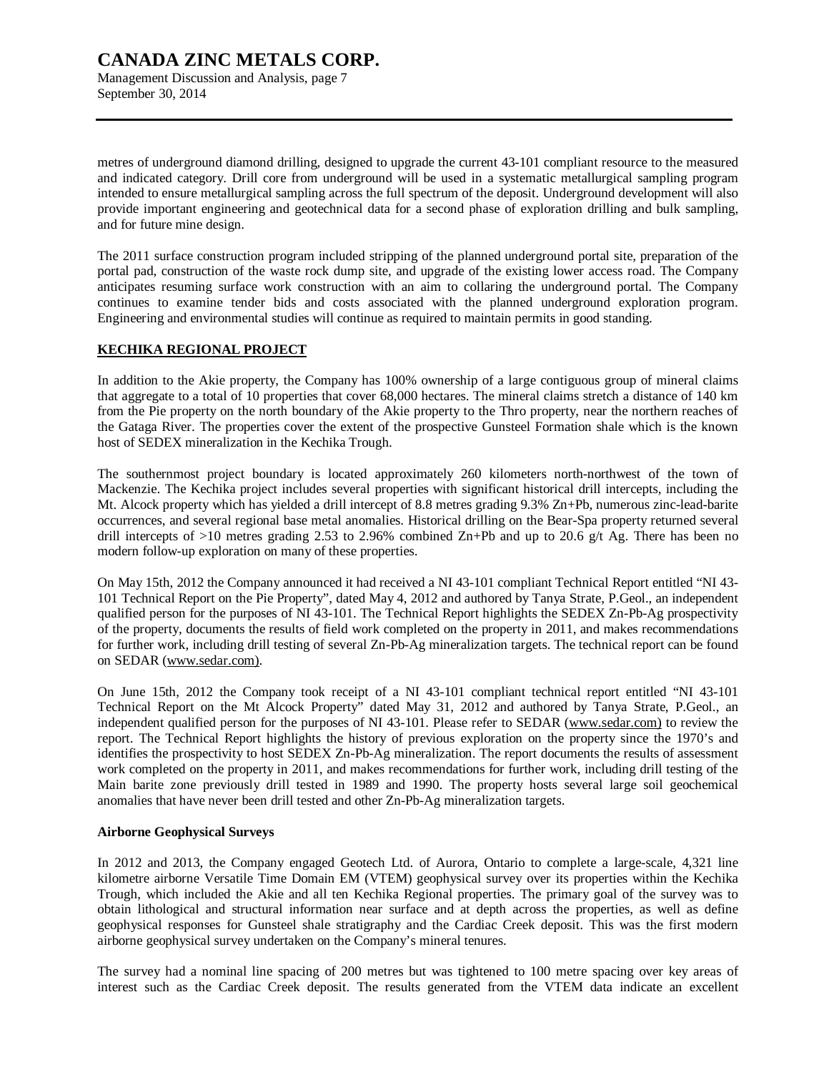metres of underground diamond drilling, designed to upgrade the current 43-101 compliant resource to the measured and indicated category. Drill core from underground will be used in a systematic metallurgical sampling program intended to ensure metallurgical sampling across the full spectrum of the deposit. Underground development will also provide important engineering and geotechnical data for a second phase of exploration drilling and bulk sampling, and for future mine design.

The 2011 surface construction program included stripping of the planned underground portal site, preparation of the portal pad, construction of the waste rock dump site, and upgrade of the existing lower access road. The Company anticipates resuming surface work construction with an aim to collaring the underground portal. The Company continues to examine tender bids and costs associated with the planned underground exploration program. Engineering and environmental studies will continue as required to maintain permits in good standing.

## KECHIKA REGIONAL PROJECT

In addition to the Akie property, the Company has 100% ownership of a large contiguous group of mineral claims that aggregate to a total of 10 properties that cover 68,000 hectares. The mineral claims stretch a distance of 140 km from the Pie property on the north boundary of the Akie property to the Thro property, near the northern reaches of the Gataga River. The properties cover the extent of the prospective Gunsteel Formation shale which is the known host of SEDEX mineralization in the Kechika Trough.

The southernmost project boundary is located approximately 260 kilometers north-northwest of the town of Mackenzie. The Kechika project includes several properties with significant historical drill intercepts, including the Mt. Alcock property which has yielded a drill intercept of 8.8 metres grading 9.3% Zn+Pb, numerous zinc-lead-barite occurrences, and several regional base metal anomalies. Historical drilling on the Bear-Spa property returned several drill intercepts of >10 metres grading 2.53 to 2.96% combined Zn+Pb and up to 20.6 g/t Ag. There has been no modern follow-up exploration on many of these properties.

On May 15th, 2012 the Company announced it had received a NI 43-101 compliant Technical Report entitled "NI 43-101 Technical Report on the Pie Property", dated May 4, 2012 and authored by Tanya Strate, P.Geol., an independent qualified person for the purposes of NI 43-101. The Technical Report highlights the SEDEX Zn-Pb-Ag prospectivity of the property, documents the results of field work completed on the property in 2011, and makes recommendations for further work, including drill testing of several Zn-Pb-Ag mineralization targets. The technical report can be found on SEDAR (www.sedar.com).

On June 15th, 2012 the Company took receipt of a NI 43-101 compliant technical report entitled "NI 43-101 Technical Report on the Mt Alcock Property" dated May 31, 2012 and authored by Tanya Strate, P.Geol., an independent qualified person for the purposes of NI 43-101. Please refer to SEDAR (www.sedar.com) to review the report. The Technical Report highlights the history of previous exploration on the property since the 1970's and identifies the prospectivity to host SEDEX Zn-Pb-Ag mineralization. The report documents the results of assessment work completed on the property in 2011, and makes recommendations for further work, including drill testing of the Main barite zone previously drill tested in 1989 and 1990. The property hosts several large soil geochemical anomalies that have never been drill tested and other Zn-Pb-Ag mineralization targets.

### Airborne Geophysical Surveys

In 2012 and 2013, the Company engaged Geotech Ltd. of Aurora, Ontario to complete a large-scale, 4,321 line kilometre airborne Versatile Time Domain EM (VTEM) geophysical survey over its properties within the Kechika Trough, which included the Akie and all ten Kechika Regional properties. The primary goal of the survey was to obtain lithological and structural information near surface and at depth across the properties, as well as define geophysical responses for Gunsteel shale stratigraphy and the Cardiac Creek deposit. This was the first modern airborne geophysical survey undertaken on the Company's mineral tenures.

The survey had a nominal line spacing of 200 metres but was tightened to 100 metre spacing over key areas of interest such as the Cardiac Creek deposit. The results generated from the VTEM data indicate an excellent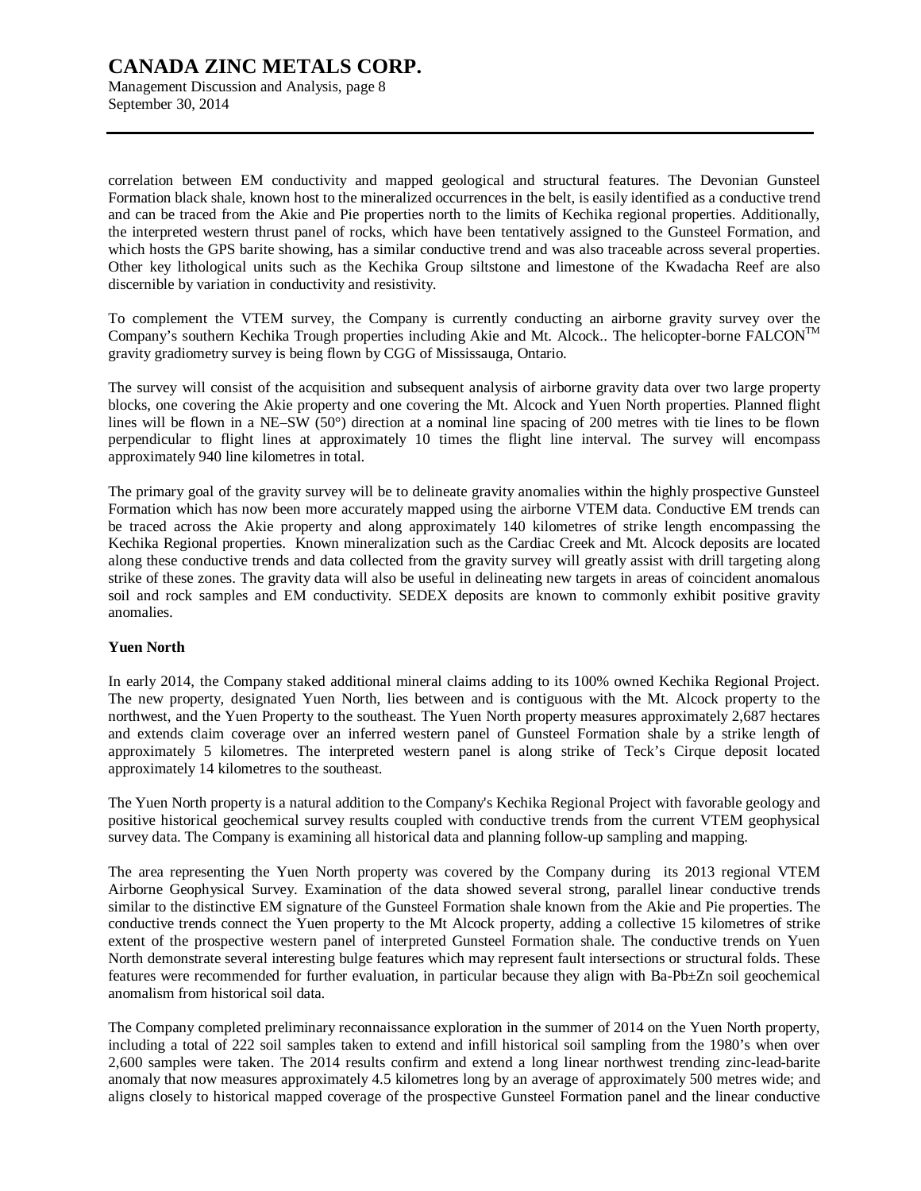correlation between EM conductivity and mapped geological and structural features. The Devonian Gunsteel Formation black shale, known host to the mineralized occurrences in the belt, is easily identified as a conductive trend and can be traced from the Akie and Pie properties north to the limits of Kechika regional properties. Additionally, the interpreted western thrust panel of rocks, which have been tentatively assigned to the Gunsteel Formation, and which hosts the GPS barite showing, has a similar conductive trend and was also traceable across several properties. Other key lithological units such as the Kechika Group siltstone and limestone of the Kwadacha Reef are also discernible by variation in conductivity and resistivity.

To complement the VTEM survey, the Company is currently conducting an airborne gravity survey over the Company's southern Kechika Trough properties including Akie and Mt. Alcock.. The helicopter-borne FALCON™ gravity gradiometry survey is being flown by CGG of Mississauga, Ontario.

The survey will consist of the acquisition and subsequent analysis of airborne gravity data over two large property blocks, one covering the Akie property and one covering the Mt. Alcock and Yuen North properties. Planned flight lines will be flown in a NE–SW (50°) direction at a nominal line spacing of 200 metres with tie lines to be flown perpendicular to flight lines at approximately 10 times the flight line interval. The survey will encompass approximately 940 line kilometres in total.

The primary goal of the gravity survey will be to delineate gravity anomalies within the highly prospective Gunsteel Formation which has now been more accurately mapped using the airborne VTEM data. Conductive EM trends can be traced across the Akie property and along approximately 140 kilometres of strike length encompassing the Kechika Regional properties. Known mineralization such as the Cardiac Creek and Mt. Alcock deposits are located along these conductive trends and data collected from the gravity survey will greatly assist with drill targeting along strike of these zones. The gravity data will also be useful in delineating new targets in areas of coincident anomalous soil and rock samples and EM conductivity. SEDEX deposits are known to commonly exhibit positive gravity anomalies.

**Yuen North**

In early 2014, the Company staked additional mineral claims adding to its 100% owned Kechika Regional Project. The new property, designated Yuen North, lies between and is contiguous with the Mt. Alcock property to the northwest, and the Yuen Property to the southeast. The Yuen North property measures approximately 2,687 hectares and extends claim coverage over an inferred western panel of Gunsteel Formation shale by a strike length of approximately 5 kilometres. The interpreted western panel is along strike of Teck's Cirque deposit located approximately 14 kilometres to the southeast.

The Yuen North property is a natural addition to the Company's Kechika Regional Project with favorable geology and positive historical geochemical survey results coupled with conductive trends from the current VTEM geophysical survey data. The Company is examining all historical data and planning follow-up sampling and mapping.

The area representing the Yuen North property was covered by the Company during its 2013 regional VTEM Airborne Geophysical Survey. Examination of the data showed several strong, parallel linear conductive trends similar to the distinctive EM signature of the Gunsteel Formation shale known from the Akie and Pie properties. The conductive trends connect the Yuen property to the Mt Alcock property, adding a collective 15 kilometres of strike extent of the prospective western panel of interpreted Gunsteel Formation shale. The conductive trends on Yuen North demonstrate several interesting bulge features which may represent fault intersections or structural folds. These features were recommended for further evaluation, in particular because they align with Ba-Pb±Zn soil geochemical anomalism from historical soil data.

The Company completed preliminary reconnaissance exploration in the summer of 2014 on the Yuen North property, including a total of 222 soil samples taken to extend and infill historical soil sampling from the 1980's when over 2,600 samples were taken. The 2014 results confirm and extend a long linear northwest trending zinc-lead-barite anomaly that now measures approximately 4.5 kilometres long by an average of approximately 500 metres wide; and aligns closely to historical mapped coverage of the prospective Gunsteel Formation panel and the linear conductive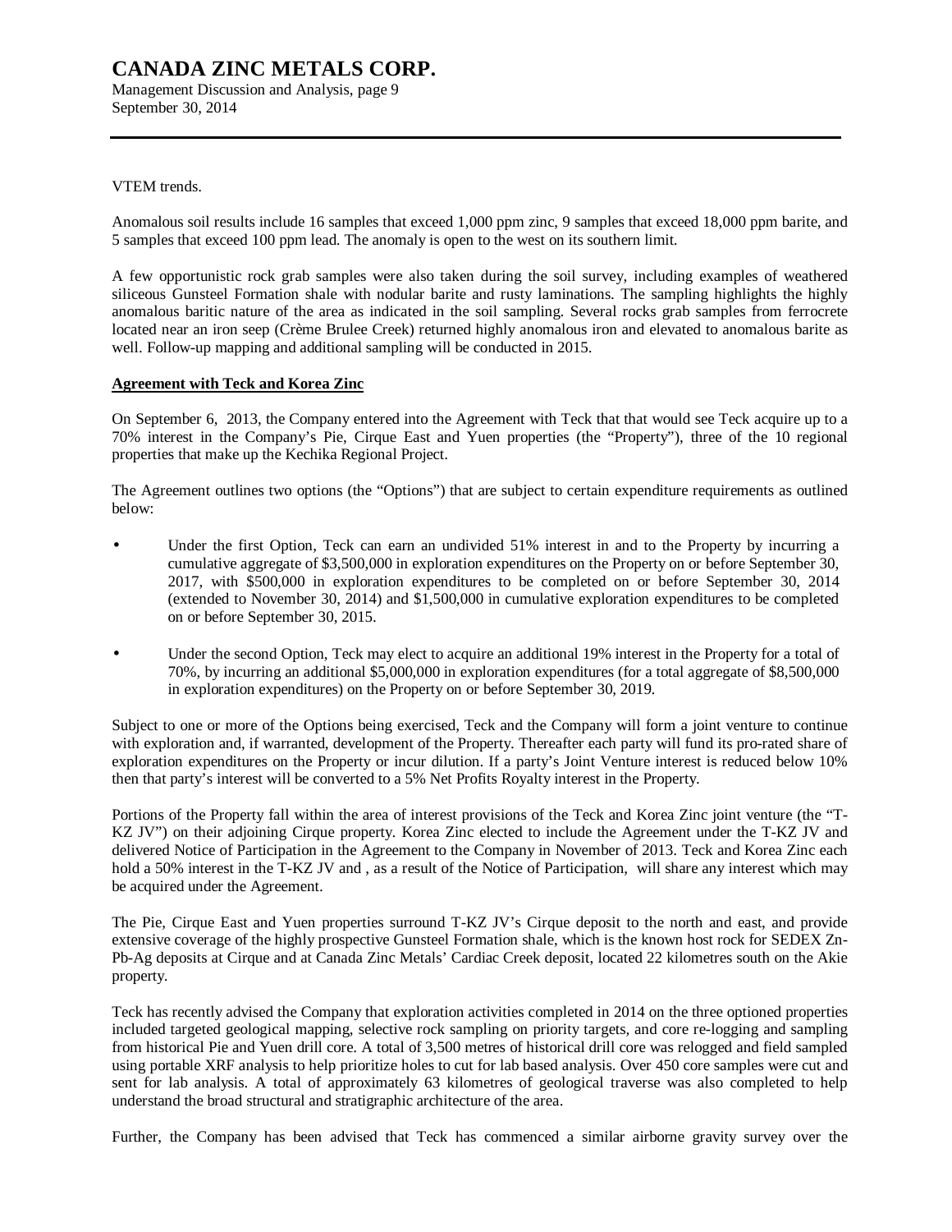VTEM trends.

Anomalous soil results include 16 samples that exceed 1,000 ppm zinc, 9 samples that exceed 18,000 ppm barite, and 5 samples that exceed 100 ppm lead. The anomaly is open to the west on its southern limit.

A few opportunistic rock grab samples were also taken during the soil survey, including examples of weathered siliceous Gunsteel Formation shale with nodular barite and rusty laminations. The sampling highlights the highly anomalous baritic nature of the area as indicated in the soil sampling. Several rocks grab samples from ferrocrete located near an iron seep (Crème Brulee Creek) returned highly anomalous iron and elevated to anomalous barite as well. Follow-up mapping and additional sampling will be conducted in 2015.

**Agreement with Teck and Korea Zinc**

On September 6, 2013, the Company entered into the Agreement with Teck that that would see Teck acquire up to a 70% interest in the Company's Pie, Cirque East and Yuen properties (the "Property"), three of the 10 regional properties that make up the Kechika Regional Project.

The Agreement outlines two options (the "Options") that are subject to certain expenditure requirements as outlined below:

- Under the first Option, Teck can earn an undivided 51% interest in and to the Property by incurring a cumulative aggregate of $3,500,000 in exploration expenditures on the Property on or before September 30, 2017, with $500,000 in exploration expenditures to be completed on or before September 30, 2014 (extended to November 30, 2014) and $1,500,000 in cumulative exploration expenditures to be completed on or before September 30, 2015.

- Under the second Option, Teck may elect to acquire an additional 19% interest in the Property for a total of 70%, by incurring an additional $5,000,000 in exploration expenditures (for a total aggregate of $8,500,000 in exploration expenditures) on the Property on or before September 30, 2019.

Subject to one or more of the Options being exercised, Teck and the Company will form a joint venture to continue with exploration and, if warranted, development of the Property. Thereafter each party will fund its pro-rated share of exploration expenditures on the Property or incur dilution. If a party's Joint Venture interest is reduced below 10% then that party's interest will be converted to a 5% Net Profits Royalty interest in the Property.

Portions of the Property fall within the area of interest provisions of the Teck and Korea Zinc joint venture (the "T-KZ JV") on their adjoining Cirque property. Korea Zinc elected to include the Agreement under the T-KZ JV and delivered Notice of Participation in the Agreement to the Company in November of 2013. Teck and Korea Zinc each hold a 50% interest in the T-KZ JV and , as a result of the Notice of Participation, will share any interest which may be acquired under the Agreement.

The Pie, Cirque East and Yuen properties surround T-KZ JV's Cirque deposit to the north and east, and provide extensive coverage of the highly prospective Gunsteel Formation shale, which is the known host rock for SEDEX Zn-Pb-Ag deposits at Cirque and at Canada Zinc Metals' Cardiac Creek deposit, located 22 kilometres south on the Akie property.

Teck has recently advised the Company that exploration activities completed in 2014 on the three optioned properties included targeted geological mapping, selective rock sampling on priority targets, and core re-logging and sampling from historical Pie and Yuen drill core. A total of 3,500 metres of historical drill core was relogged and field sampled using portable XRF analysis to help prioritize holes to cut for lab based analysis. Over 450 core samples were cut and sent for lab analysis. A total of approximately 63 kilometres of geological traverse was also completed to help understand the broad structural and stratigraphic architecture of the area.

Further, the Company has been advised that Teck has commenced a similar airborne gravity survey over the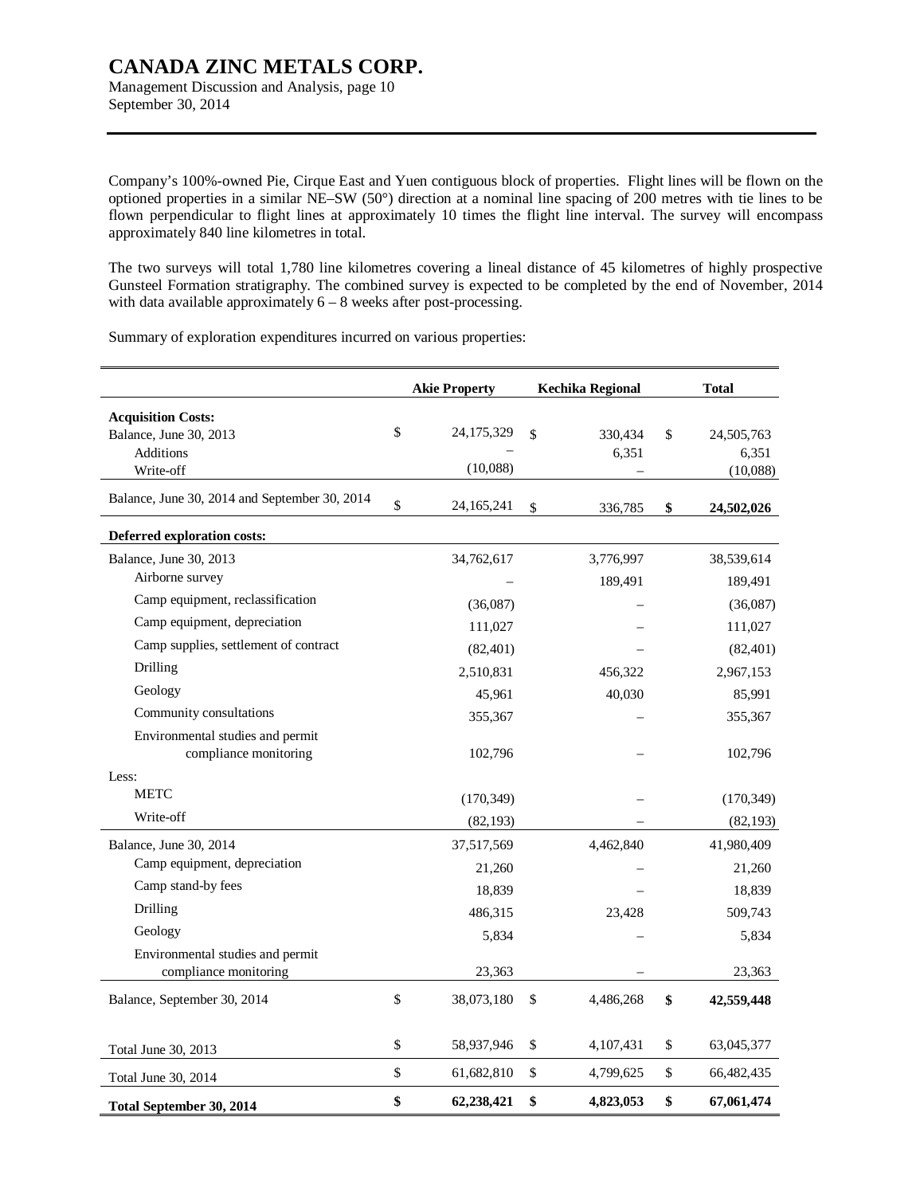Company's 100%-owned Pie, Cirque East and Yuen contiguous block of properties. Flight lines will be flown on the optioned properties in a similar NE–SW (50°) direction at a nominal line spacing of 200 metres with tie lines to be flown perpendicular to flight lines at approximately 10 times the flight line interval. The survey will encompass approximately 840 line kilometres in total.

The two surveys will total 1,780 line kilometres covering a lineal distance of 45 kilometres of highly prospective Gunsteel Formation stratigraphy. The combined survey is expected to be completed by the end of November, 2014 with data available approximately 6 – 8 weeks after post-processing.

Summary of exploration expenditures incurred on various properties:

| | Akie Property | Kechika Regional | Total |
|---|---|---|---|
| **Acquisition Costs:** | | | |
| Balance, June 30, 2013 | $ 24,175,329 | $ 330,434 | $ 24,505,763 |
| Additions | – | 6,351 | 6,351 |
| Write-off | (10,088) | – | (10,088) |
| Balance, June 30, 2014 and September 30, 2014 | $ 24,165,241 | $ 336,785 | **$ 24,502,026** |
| **Deferred exploration costs:** | | | |
| Balance, June 30, 2013 | 34,762,617 | 3,776,997 | 38,539,614 |
| Airborne survey | – | 189,491 | 189,491 |
| Camp equipment, reclassification | (36,087) | – | (36,087) |
| Camp equipment, depreciation | 111,027 | – | 111,027 |
| Camp supplies, settlement of contract | (82,401) | – | (82,401) |
| Drilling | 2,510,831 | 456,322 | 2,967,153 |
| Geology | 45,961 | 40,030 | 85,991 |
| Community consultations | 355,367 | – | 355,367 |
| Environmental studies and permit compliance monitoring | 102,796 | – | 102,796 |
| Less: | | | |
| METC | (170,349) | – | (170,349) |
| Write-off | (82,193) | – | (82,193) |
| Balance, June 30, 2014 | 37,517,569 | 4,462,840 | 41,980,409 |
| Camp equipment, depreciation | 21,260 | – | 21,260 |
| Camp stand-by fees | 18,839 | – | 18,839 |
| Drilling | 486,315 | 23,428 | 509,743 |
| Geology | 5,834 | – | 5,834 |
| Environmental studies and permit compliance monitoring | 23,363 | – | 23,363 |
| Balance, September 30, 2014 | $ 38,073,180 | $ 4,486,268 | **$ 42,559,448** |
| Total June 30, 2013 | $ 58,937,946 | $ 4,107,431 | $ 63,045,377 |
| Total June 30, 2014 | $ 61,682,810 | $ 4,799,625 | $ 66,482,435 |
| **Total September 30, 2014** | **$ 62,238,421** | **$ 4,823,053** | **$ 67,061,474** |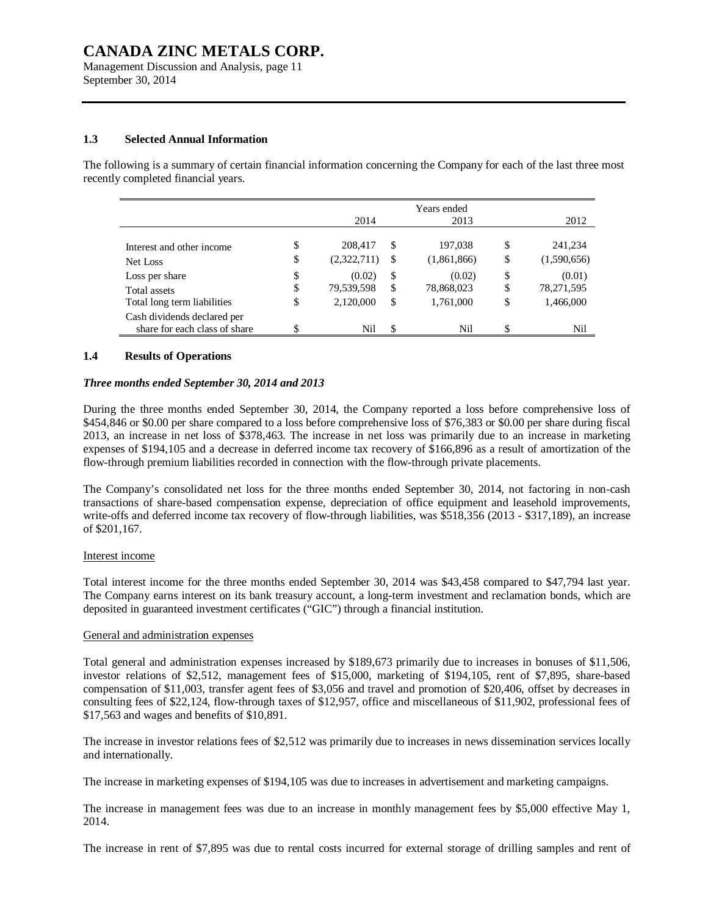### 1.3 Selected Annual Information

The following is a summary of certain financial information concerning the Company for each of the last three most recently completed financial years.

| | Years ended 2014 | 2013 | 2012 |
|---|---|---|---|
| Interest and other income | $ 208,417 | $ 197,038 | $ 241,234 |
| Net Loss | $ (2,322,711) | $ (1,861,866) | $ (1,590,656) |
| Loss per share | $ (0.02) | $ (0.02) | $ (0.01) |
| Total assets | $ 79,539,598 | $ 78,868,023 | $ 78,271,595 |
| Total long term liabilities | $ 2,120,000 | $ 1,761,000 | $ 1,466,000 |
| Cash dividends declared per share for each class of share | $ Nil | $ Nil | $ Nil |

### 1.4 Results of Operations

***Three months ended September 30, 2014 and 2013***

During the three months ended September 30, 2014, the Company reported a loss before comprehensive loss of $454,846 or $0.00 per share compared to a loss before comprehensive loss of $76,383 or $0.00 per share during fiscal 2013, an increase in net loss of $378,463. The increase in net loss was primarily due to an increase in marketing expenses of $194,105 and a decrease in deferred income tax recovery of $166,896 as a result of amortization of the flow-through premium liabilities recorded in connection with the flow-through private placements.

The Company's consolidated net loss for the three months ended September 30, 2014, not factoring in non-cash transactions of share-based compensation expense, depreciation of office equipment and leasehold improvements, write-offs and deferred income tax recovery of flow-through liabilities, was $518,356 (2013 - $317,189), an increase of $201,167.

Interest income

Total interest income for the three months ended September 30, 2014 was $43,458 compared to $47,794 last year. The Company earns interest on its bank treasury account, a long-term investment and reclamation bonds, which are deposited in guaranteed investment certificates ("GIC") through a financial institution.

General and administration expenses

Total general and administration expenses increased by $189,673 primarily due to increases in bonuses of $11,506, investor relations of $2,512, management fees of $15,000, marketing of $194,105, rent of $7,895, share-based compensation of $11,003, transfer agent fees of $3,056 and travel and promotion of $20,406, offset by decreases in consulting fees of $22,124, flow-through taxes of $12,957, office and miscellaneous of $11,902, professional fees of $17,563 and wages and benefits of $10,891.

The increase in investor relations fees of $2,512 was primarily due to increases in news dissemination services locally and internationally.

The increase in marketing expenses of $194,105 was due to increases in advertisement and marketing campaigns.

The increase in management fees was due to an increase in monthly management fees by $5,000 effective May 1, 2014.

The increase in rent of $7,895 was due to rental costs incurred for external storage of drilling samples and rent of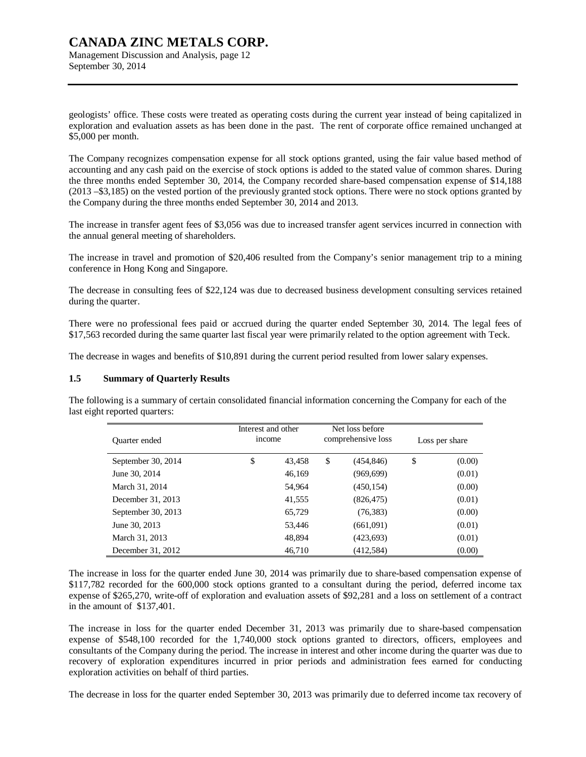geologists' office. These costs were treated as operating costs during the current year instead of being capitalized in exploration and evaluation assets as has been done in the past. The rent of corporate office remained unchanged at $5,000 per month.

The Company recognizes compensation expense for all stock options granted, using the fair value based method of accounting and any cash paid on the exercise of stock options is added to the stated value of common shares. During the three months ended September 30, 2014, the Company recorded share-based compensation expense of $14,188 (2013 –$3,185) on the vested portion of the previously granted stock options. There were no stock options granted by the Company during the three months ended September 30, 2014 and 2013.

The increase in transfer agent fees of $3,056 was due to increased transfer agent services incurred in connection with the annual general meeting of shareholders.

The increase in travel and promotion of $20,406 resulted from the Company's senior management trip to a mining conference in Hong Kong and Singapore.

The decrease in consulting fees of $22,124 was due to decreased business development consulting services retained during the quarter.

There were no professional fees paid or accrued during the quarter ended September 30, 2014. The legal fees of $17,563 recorded during the same quarter last fiscal year were primarily related to the option agreement with Teck.

The decrease in wages and benefits of $10,891 during the current period resulted from lower salary expenses.

### 1.5 Summary of Quarterly Results

The following is a summary of certain consolidated financial information concerning the Company for each of the last eight reported quarters:

| Quarter ended | Interest and other income | Net loss before comprehensive loss | Loss per share |
|---|---|---|---|
| September 30, 2014 | $ 43,458 | $ (454,846) | $ (0.00) |
| June 30, 2014 | 46,169 | (969,699) | (0.01) |
| March 31, 2014 | 54,964 | (450,154) | (0.00) |
| December 31, 2013 | 41,555 | (826,475) | (0.01) |
| September 30, 2013 | 65,729 | (76,383) | (0.00) |
| June 30, 2013 | 53,446 | (661,091) | (0.01) |
| March 31, 2013 | 48,894 | (423,693) | (0.01) |
| December 31, 2012 | 46,710 | (412,584) | (0.00) |

The increase in loss for the quarter ended June 30, 2014 was primarily due to share-based compensation expense of $117,782 recorded for the 600,000 stock options granted to a consultant during the period, deferred income tax expense of $265,270, write-off of exploration and evaluation assets of $92,281 and a loss on settlement of a contract in the amount of $137,401.

The increase in loss for the quarter ended December 31, 2013 was primarily due to share-based compensation expense of $548,100 recorded for the 1,740,000 stock options granted to directors, officers, employees and consultants of the Company during the period. The increase in interest and other income during the quarter was due to recovery of exploration expenditures incurred in prior periods and administration fees earned for conducting exploration activities on behalf of third parties.

The decrease in loss for the quarter ended September 30, 2013 was primarily due to deferred income tax recovery of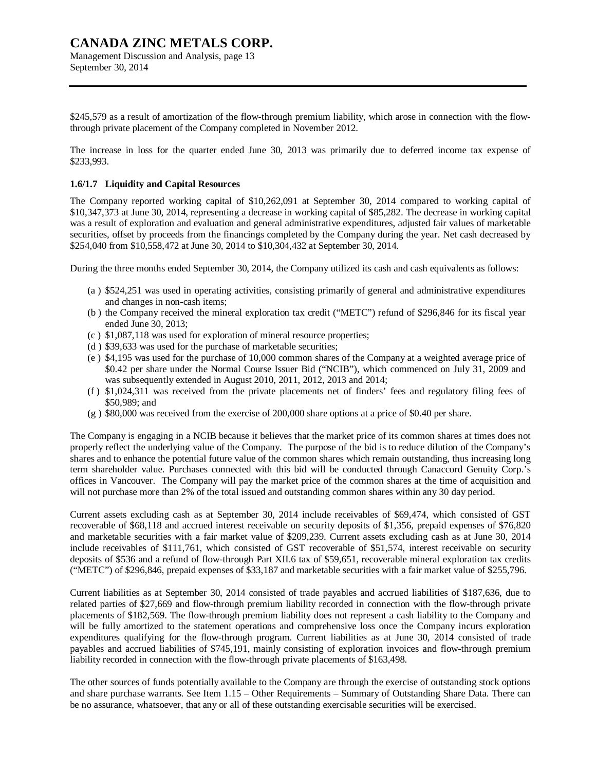$245,579 as a result of amortization of the flow-through premium liability, which arose in connection with the flow-through private placement of the Company completed in November 2012.

The increase in loss for the quarter ended June 30, 2013 was primarily due to deferred income tax expense of $233,993.

### 1.6/1.7 Liquidity and Capital Resources

The Company reported working capital of $10,262,091 at September 30, 2014 compared to working capital of $10,347,373 at June 30, 2014, representing a decrease in working capital of $85,282. The decrease in working capital was a result of exploration and evaluation and general administrative expenditures, adjusted fair values of marketable securities, offset by proceeds from the financings completed by the Company during the year. Net cash decreased by $254,040 from $10,558,472 at June 30, 2014 to $10,304,432 at September 30, 2014.

During the three months ended September 30, 2014, the Company utilized its cash and cash equivalents as follows:

(a) $524,251 was used in operating activities, consisting primarily of general and administrative expenditures and changes in non-cash items;
(b) the Company received the mineral exploration tax credit ("METC") refund of $296,846 for its fiscal year ended June 30, 2013;
(c) $1,087,118 was used for exploration of mineral resource properties;
(d) $39,633 was used for the purchase of marketable securities;
(e) $4,195 was used for the purchase of 10,000 common shares of the Company at a weighted average price of $0.42 per share under the Normal Course Issuer Bid ("NCIB"), which commenced on July 31, 2009 and was subsequently extended in August 2010, 2011, 2012, 2013 and 2014;
(f) $1,024,311 was received from the private placements net of finders' fees and regulatory filing fees of $50,989; and
(g) $80,000 was received from the exercise of 200,000 share options at a price of $0.40 per share.

The Company is engaging in a NCIB because it believes that the market price of its common shares at times does not properly reflect the underlying value of the Company. The purpose of the bid is to reduce dilution of the Company's shares and to enhance the potential future value of the common shares which remain outstanding, thus increasing long term shareholder value. Purchases connected with this bid will be conducted through Canaccord Genuity Corp.'s offices in Vancouver. The Company will pay the market price of the common shares at the time of acquisition and will not purchase more than 2% of the total issued and outstanding common shares within any 30 day period.

Current assets excluding cash as at September 30, 2014 include receivables of $69,474, which consisted of GST recoverable of $68,118 and accrued interest receivable on security deposits of $1,356, prepaid expenses of $76,820 and marketable securities with a fair market value of $209,239. Current assets excluding cash as at June 30, 2014 include receivables of $111,761, which consisted of GST recoverable of $51,574, interest receivable on security deposits of $536 and a refund of flow-through Part XII.6 tax of $59,651, recoverable mineral exploration tax credits ("METC") of $296,846, prepaid expenses of $33,187 and marketable securities with a fair market value of $255,796.

Current liabilities as at September 30, 2014 consisted of trade payables and accrued liabilities of $187,636, due to related parties of $27,669 and flow-through premium liability recorded in connection with the flow-through private placements of $182,569. The flow-through premium liability does not represent a cash liability to the Company and will be fully amortized to the statement operations and comprehensive loss once the Company incurs exploration expenditures qualifying for the flow-through program. Current liabilities as at June 30, 2014 consisted of trade payables and accrued liabilities of $745,191, mainly consisting of exploration invoices and flow-through premium liability recorded in connection with the flow-through private placements of $163,498.

The other sources of funds potentially available to the Company are through the exercise of outstanding stock options and share purchase warrants. See Item 1.15 – Other Requirements – Summary of Outstanding Share Data. There can be no assurance, whatsoever, that any or all of these outstanding exercisable securities will be exercised.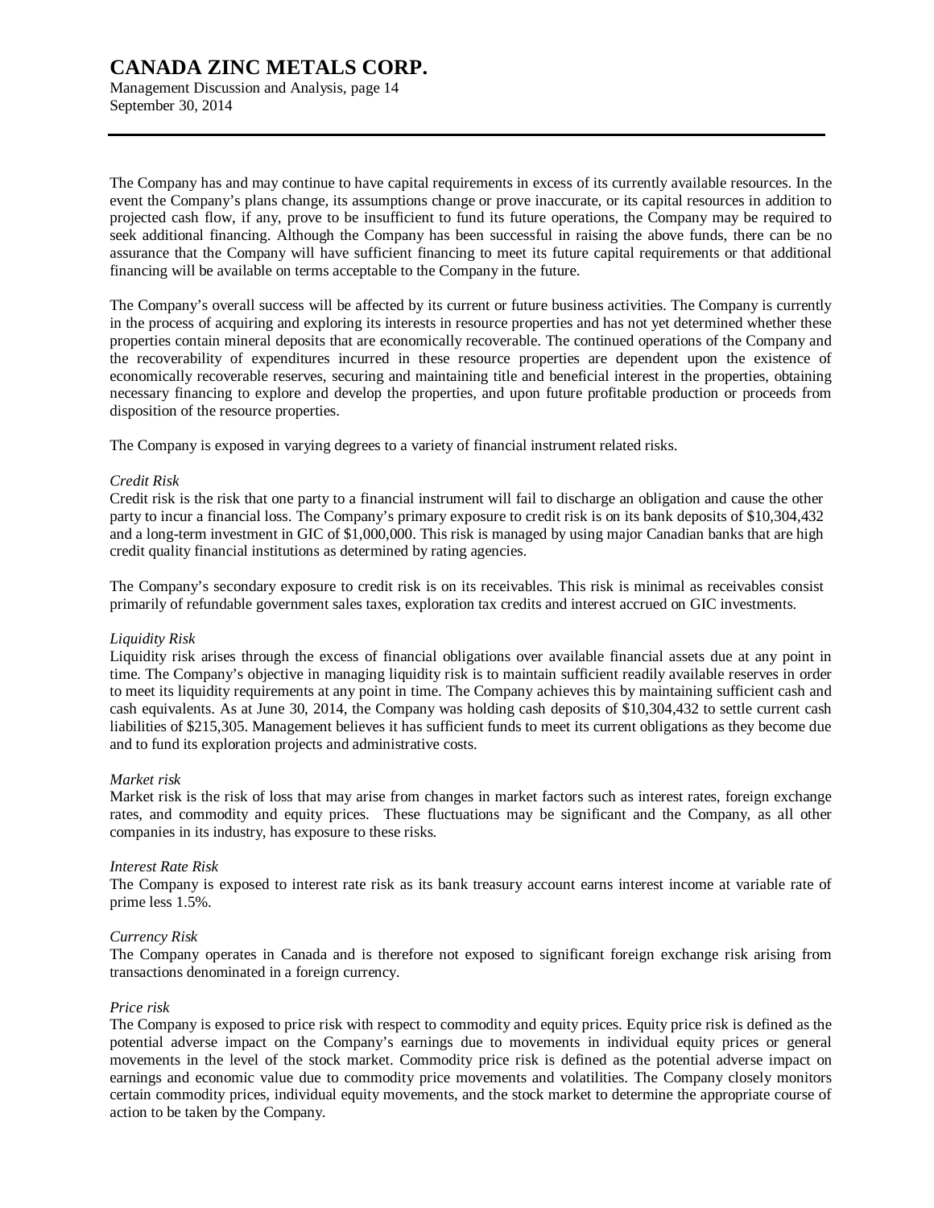The Company has and may continue to have capital requirements in excess of its currently available resources. In the event the Company's plans change, its assumptions change or prove inaccurate, or its capital resources in addition to projected cash flow, if any, prove to be insufficient to fund its future operations, the Company may be required to seek additional financing. Although the Company has been successful in raising the above funds, there can be no assurance that the Company will have sufficient financing to meet its future capital requirements or that additional financing will be available on terms acceptable to the Company in the future.

The Company's overall success will be affected by its current or future business activities. The Company is currently in the process of acquiring and exploring its interests in resource properties and has not yet determined whether these properties contain mineral deposits that are economically recoverable. The continued operations of the Company and the recoverability of expenditures incurred in these resource properties are dependent upon the existence of economically recoverable reserves, securing and maintaining title and beneficial interest in the properties, obtaining necessary financing to explore and develop the properties, and upon future profitable production or proceeds from disposition of the resource properties.

The Company is exposed in varying degrees to a variety of financial instrument related risks.

*Credit Risk*
Credit risk is the risk that one party to a financial instrument will fail to discharge an obligation and cause the other party to incur a financial loss. The Company's primary exposure to credit risk is on its bank deposits of $10,304,432 and a long-term investment in GIC of $1,000,000. This risk is managed by using major Canadian banks that are high credit quality financial institutions as determined by rating agencies.

The Company's secondary exposure to credit risk is on its receivables. This risk is minimal as receivables consist primarily of refundable government sales taxes, exploration tax credits and interest accrued on GIC investments.

*Liquidity Risk*
Liquidity risk arises through the excess of financial obligations over available financial assets due at any point in time. The Company's objective in managing liquidity risk is to maintain sufficient readily available reserves in order to meet its liquidity requirements at any point in time. The Company achieves this by maintaining sufficient cash and cash equivalents. As at June 30, 2014, the Company was holding cash deposits of $10,304,432 to settle current cash liabilities of $215,305. Management believes it has sufficient funds to meet its current obligations as they become due and to fund its exploration projects and administrative costs.

*Market risk*
Market risk is the risk of loss that may arise from changes in market factors such as interest rates, foreign exchange rates, and commodity and equity prices. These fluctuations may be significant and the Company, as all other companies in its industry, has exposure to these risks.

*Interest Rate Risk*
The Company is exposed to interest rate risk as its bank treasury account earns interest income at variable rate of prime less 1.5%.

*Currency Risk*
The Company operates in Canada and is therefore not exposed to significant foreign exchange risk arising from transactions denominated in a foreign currency.

*Price risk*
The Company is exposed to price risk with respect to commodity and equity prices. Equity price risk is defined as the potential adverse impact on the Company's earnings due to movements in individual equity prices or general movements in the level of the stock market. Commodity price risk is defined as the potential adverse impact on earnings and economic value due to commodity price movements and volatilities. The Company closely monitors certain commodity prices, individual equity movements, and the stock market to determine the appropriate course of action to be taken by the Company.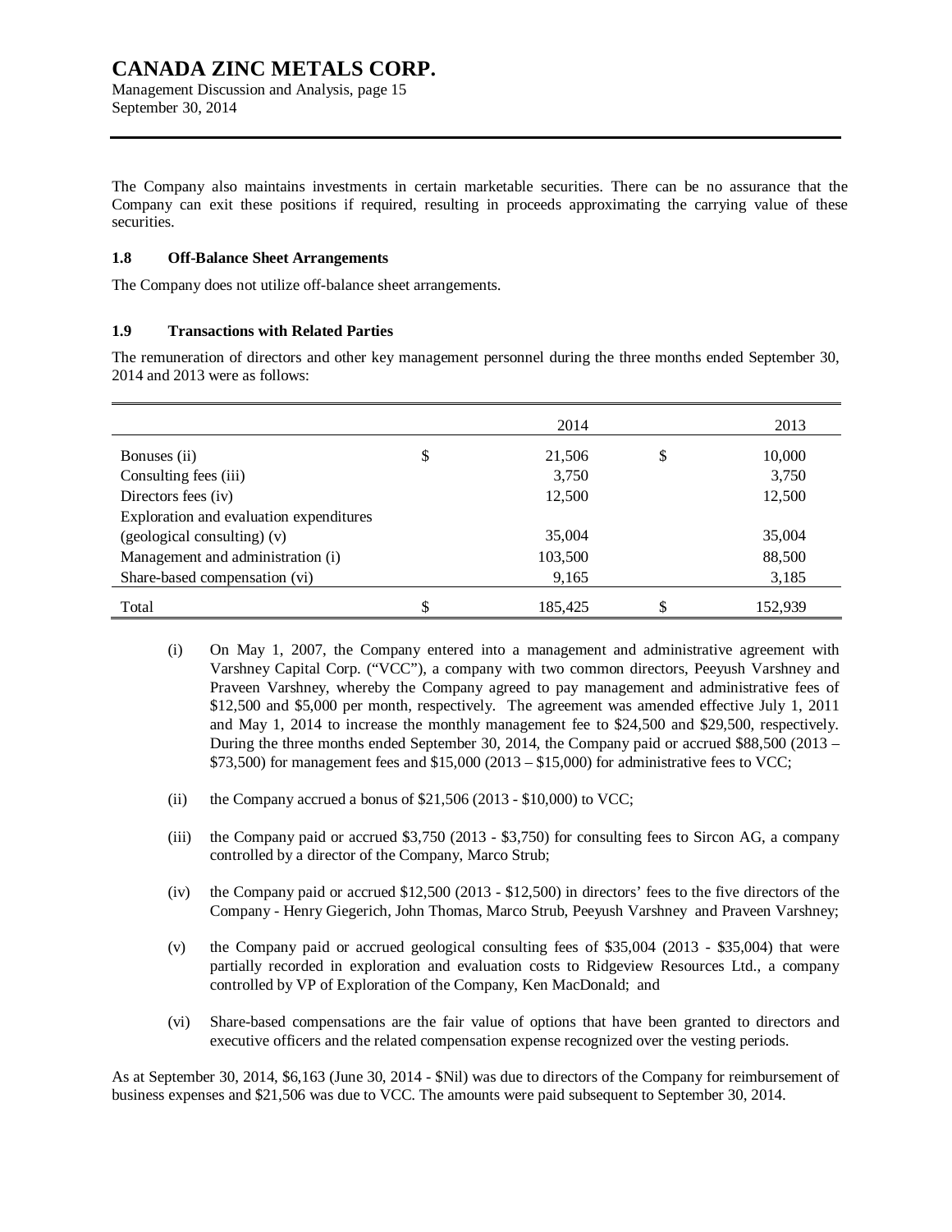The Company also maintains investments in certain marketable securities. There can be no assurance that the Company can exit these positions if required, resulting in proceeds approximating the carrying value of these securities.

### 1.8 Off-Balance Sheet Arrangements

The Company does not utilize off-balance sheet arrangements.

### 1.9 Transactions with Related Parties

The remuneration of directors and other key management personnel during the three months ended September 30, 2014 and 2013 were as follows:

| | 2014 | 2013 |
|---|---|---|
| Bonuses (ii) | $ 21,506 | $ 10,000 |
| Consulting fees (iii) | 3,750 | 3,750 |
| Directors fees (iv) | 12,500 | 12,500 |
| Exploration and evaluation expenditures (geological consulting) (v) | 35,004 | 35,004 |
| Management and administration (i) | 103,500 | 88,500 |
| Share-based compensation (vi) | 9,165 | 3,185 |
| Total | $ 185,425 | $ 152,939 |

(i) On May 1, 2007, the Company entered into a management and administrative agreement with Varshney Capital Corp. ("VCC"), a company with two common directors, Peeyush Varshney and Praveen Varshney, whereby the Company agreed to pay management and administrative fees of $12,500 and $5,000 per month, respectively. The agreement was amended effective July 1, 2011 and May 1, 2014 to increase the monthly management fee to $24,500 and $29,500, respectively. During the three months ended September 30, 2014, the Company paid or accrued $88,500 (2013 – $73,500) for management fees and $15,000 (2013 – $15,000) for administrative fees to VCC;

(ii) the Company accrued a bonus of $21,506 (2013 - $10,000) to VCC;

(iii) the Company paid or accrued $3,750 (2013 - $3,750) for consulting fees to Sircon AG, a company controlled by a director of the Company, Marco Strub;

(iv) the Company paid or accrued $12,500 (2013 - $12,500) in directors' fees to the five directors of the Company - Henry Giegerich, John Thomas, Marco Strub, Peeyush Varshney and Praveen Varshney;

(v) the Company paid or accrued geological consulting fees of $35,004 (2013 - $35,004) that were partially recorded in exploration and evaluation costs to Ridgeview Resources Ltd., a company controlled by VP of Exploration of the Company, Ken MacDonald; and

(vi) Share-based compensations are the fair value of options that have been granted to directors and executive officers and the related compensation expense recognized over the vesting periods.

As at September 30, 2014, $6,163 (June 30, 2014 - $Nil) was due to directors of the Company for reimbursement of business expenses and $21,506 was due to VCC. The amounts were paid subsequent to September 30, 2014.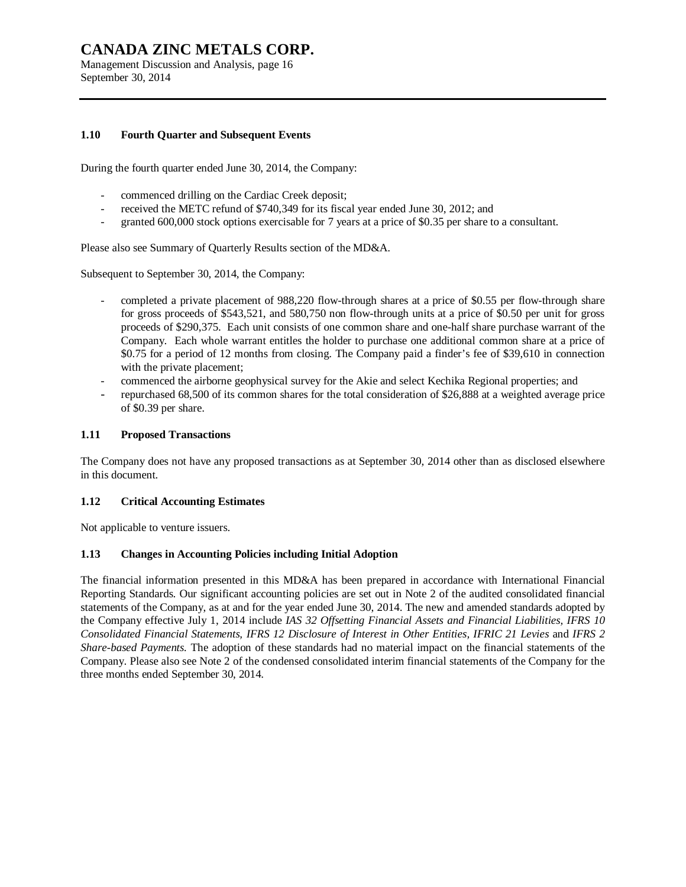### 1.10 Fourth Quarter and Subsequent Events

During the fourth quarter ended June 30, 2014, the Company:

- commenced drilling on the Cardiac Creek deposit;
- received the METC refund of $740,349 for its fiscal year ended June 30, 2012; and
- granted 600,000 stock options exercisable for 7 years at a price of $0.35 per share to a consultant.

Please also see Summary of Quarterly Results section of the MD&A.

Subsequent to September 30, 2014, the Company:

- completed a private placement of 988,220 flow-through shares at a price of $0.55 per flow-through share for gross proceeds of $543,521, and 580,750 non flow-through units at a price of $0.50 per unit for gross proceeds of $290,375. Each unit consists of one common share and one-half share purchase warrant of the Company. Each whole warrant entitles the holder to purchase one additional common share at a price of $0.75 for a period of 12 months from closing. The Company paid a finder's fee of $39,610 in connection with the private placement;
- commenced the airborne geophysical survey for the Akie and select Kechika Regional properties; and
- repurchased 68,500 of its common shares for the total consideration of $26,888 at a weighted average price of $0.39 per share.

### 1.11 Proposed Transactions

The Company does not have any proposed transactions as at September 30, 2014 other than as disclosed elsewhere in this document.

### 1.12 Critical Accounting Estimates

Not applicable to venture issuers.

### 1.13 Changes in Accounting Policies including Initial Adoption

The financial information presented in this MD&A has been prepared in accordance with International Financial Reporting Standards. Our significant accounting policies are set out in Note 2 of the audited consolidated financial statements of the Company, as at and for the year ended June 30, 2014. The new and amended standards adopted by the Company effective July 1, 2014 include *IAS 32 Offsetting Financial Assets and Financial Liabilities*, *IFRS 10 Consolidated Financial Statements*, *IFRS 12 Disclosure of Interest in Other Entities*, *IFRIC 21 Levies* and *IFRS 2 Share-based Payments.* The adoption of these standards had no material impact on the financial statements of the Company. Please also see Note 2 of the condensed consolidated interim financial statements of the Company for the three months ended September 30, 2014.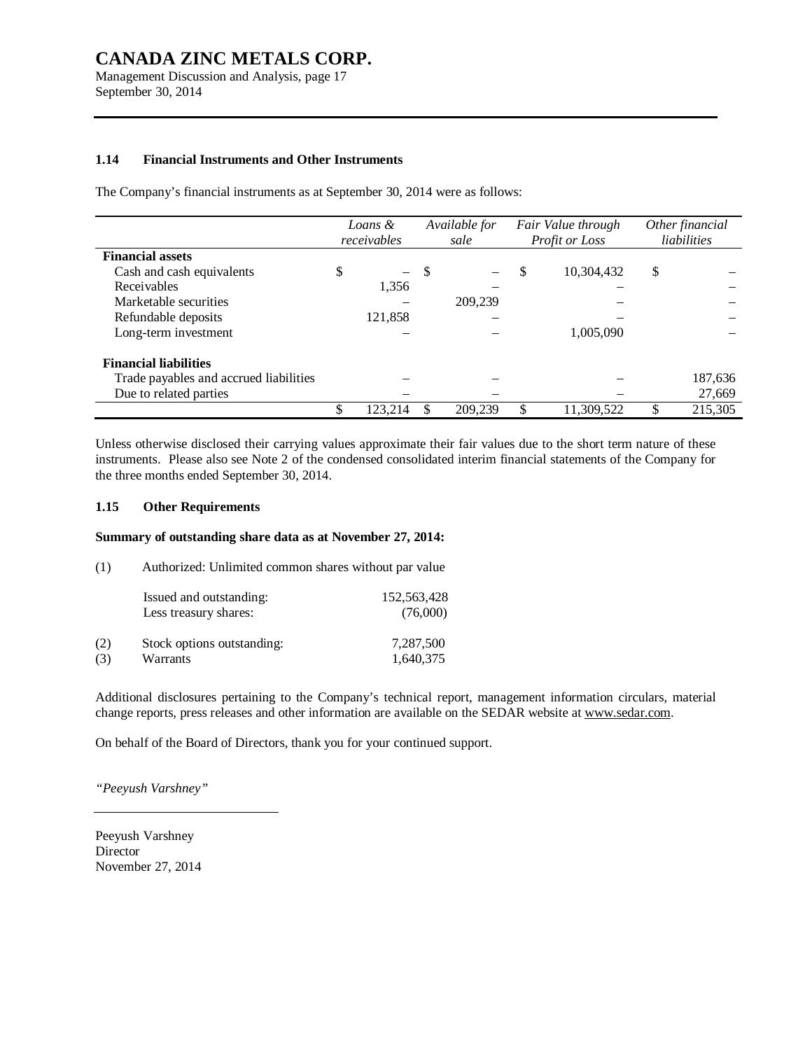### 1.14 Financial Instruments and Other Instruments

The Company's financial instruments as at September 30, 2014 were as follows:

| | *Loans & receivables* | *Available for sale* | *Fair Value through Profit or Loss* | *Other financial liabilities* |
|---|---|---|---|---|
| **Financial assets** | | | | |
| Cash and cash equivalents | $ – | $ – | $ 10,304,432 | $ – |
| Receivables | 1,356 | – | – | – |
| Marketable securities | – | 209,239 | – | – |
| Refundable deposits | 121,858 | – | – | – |
| Long-term investment | – | – | 1,005,090 | – |
| **Financial liabilities** | | | | |
| Trade payables and accrued liabilities | – | – | – | 187,636 |
| Due to related parties | – | – | – | 27,669 |
| | $ 123,214 | $ 209,239 | $ 11,309,522 | $ 215,305 |

Unless otherwise disclosed their carrying values approximate their fair values due to the short term nature of these instruments. Please also see Note 2 of the condensed consolidated interim financial statements of the Company for the three months ended September 30, 2014.

### 1.15 Other Requirements

**Summary of outstanding share data as at November 27, 2014:**

(1) Authorized: Unlimited common shares without par value

| | |
|---|---|
| Issued and outstanding: | 152,563,428 |
| Less treasury shares: | (76,000) |

| | | |
|---|---|---|
| (2) | Stock options outstanding: | 7,287,500 |
| (3) | Warrants | 1,640,375 |

Additional disclosures pertaining to the Company's technical report, management information circulars, material change reports, press releases and other information are available on the SEDAR website at www.sedar.com.

On behalf of the Board of Directors, thank you for your continued support.

*"Peeyush Varshney"*

Peeyush Varshney
Director
November 27, 2014